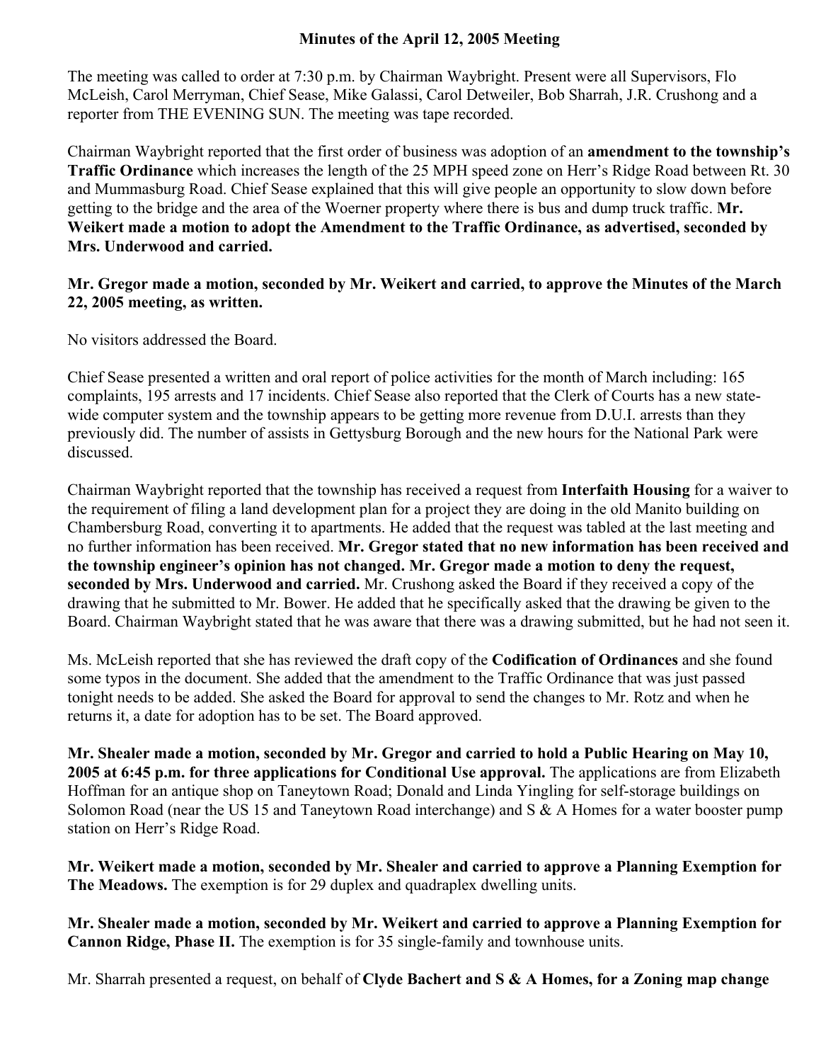**Minutes of the April 12, 2005 Meeting**

The meeting was called to order at 7:30 p.m. by Chairman Waybright. Present were all Supervisors, Flo McLeish, Carol Merryman, Chief Sease, Mike Galassi, Carol Detweiler, Bob Sharrah, J.R. Crushong and a reporter from THE EVENING SUN. The meeting was tape recorded.

Chairman Waybright reported that the first order of business was adoption of an **amendment to the township's Traffic Ordinance** which increases the length of the 25 MPH speed zone on Herr's Ridge Road between Rt. 30 and Mummasburg Road. Chief Sease explained that this will give people an opportunity to slow down before getting to the bridge and the area of the Woerner property where there is bus and dump truck traffic. **Mr. Weikert made a motion to adopt the Amendment to the Traffic Ordinance, as advertised, seconded by Mrs. Underwood and carried.**

**Mr. Gregor made a motion, seconded by Mr. Weikert and carried, to approve the Minutes of the March 22, 2005 meeting, as written.**

No visitors addressed the Board.

Chief Sease presented a written and oral report of police activities for the month of March including: 165 complaints, 195 arrests and 17 incidents. Chief Sease also reported that the Clerk of Courts has a new state-wide computer system and the township appears to be getting more revenue from D.U.I. arrests than they previously did. The number of assists in Gettysburg Borough and the new hours for the National Park were discussed.

Chairman Waybright reported that the township has received a request from **Interfaith Housing** for a waiver to the requirement of filing a land development plan for a project they are doing in the old Manito building on Chambersburg Road, converting it to apartments. He added that the request was tabled at the last meeting and no further information has been received. **Mr. Gregor stated that no new information has been received and the township engineer's opinion has not changed. Mr. Gregor made a motion to deny the request, seconded by Mrs. Underwood and carried.** Mr. Crushong asked the Board if they received a copy of the drawing that he submitted to Mr. Bower. He added that he specifically asked that the drawing be given to the Board. Chairman Waybright stated that he was aware that there was a drawing submitted, but he had not seen it.

Ms. McLeish reported that she has reviewed the draft copy of the **Codification of Ordinances** and she found some typos in the document. She added that the amendment to the Traffic Ordinance that was just passed tonight needs to be added. She asked the Board for approval to send the changes to Mr. Rotz and when he returns it, a date for adoption has to be set. The Board approved.

**Mr. Shealer made a motion, seconded by Mr. Gregor and carried to hold a Public Hearing on May 10, 2005 at 6:45 p.m. for three applications for Conditional Use approval.** The applications are from Elizabeth Hoffman for an antique shop on Taneytown Road; Donald and Linda Yingling for self-storage buildings on Solomon Road (near the US 15 and Taneytown Road interchange) and S & A Homes for a water booster pump station on Herr's Ridge Road.

**Mr. Weikert made a motion, seconded by Mr. Shealer and carried to approve a Planning Exemption for The Meadows.** The exemption is for 29 duplex and quadraplex dwelling units.

**Mr. Shealer made a motion, seconded by Mr. Weikert and carried to approve a Planning Exemption for Cannon Ridge, Phase II.** The exemption is for 35 single-family and townhouse units.

Mr. Sharrah presented a request, on behalf of **Clyde Bachert and S & A Homes, for a Zoning map change**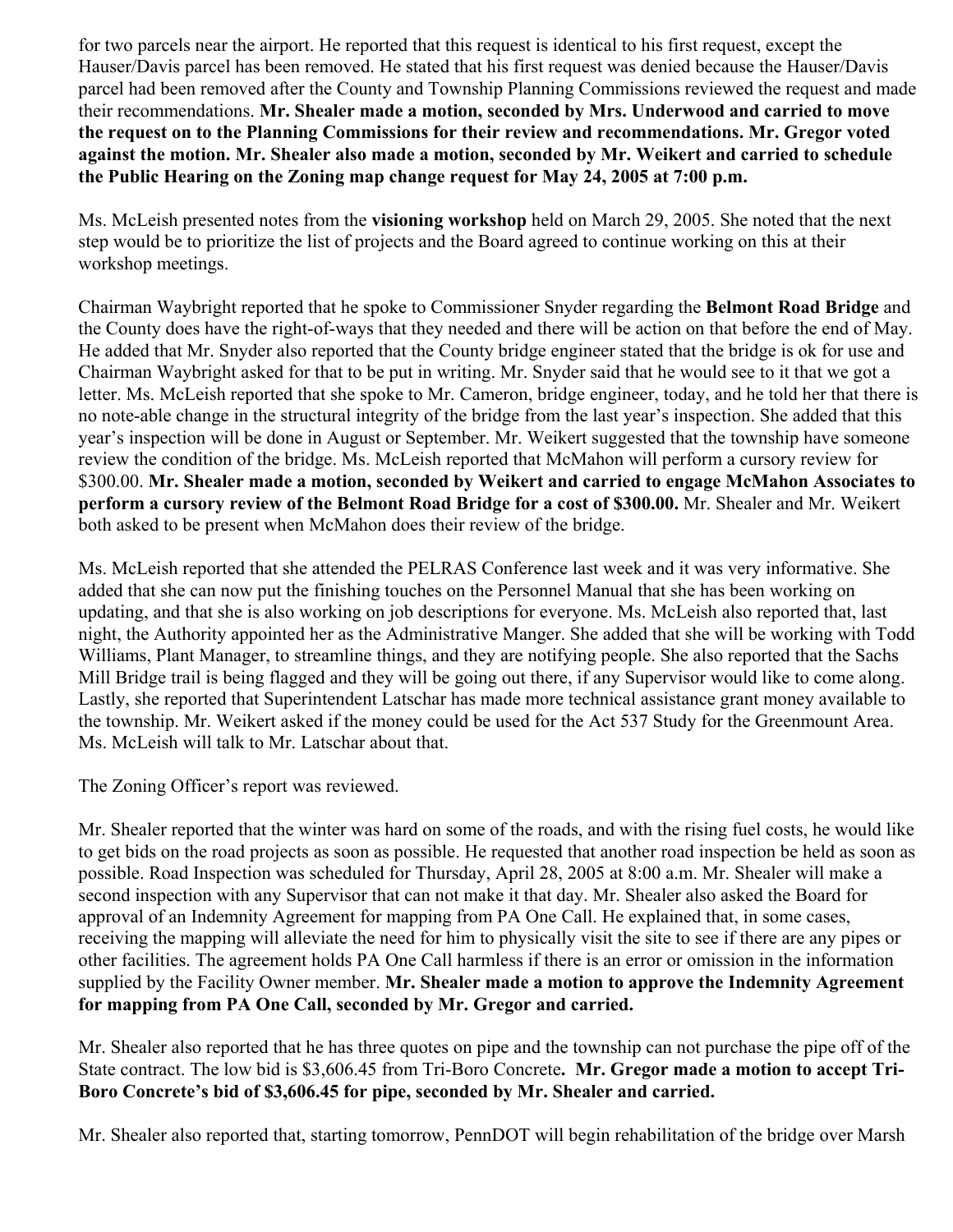for two parcels near the airport. He reported that this request is identical to his first request, except the Hauser/Davis parcel has been removed. He stated that his first request was denied because the Hauser/Davis parcel had been removed after the County and Township Planning Commissions reviewed the request and made their recommendations. **Mr. Shealer made a motion, seconded by Mrs. Underwood and carried to move the request on to the Planning Commissions for their review and recommendations. Mr. Gregor voted against the motion. Mr. Shealer also made a motion, seconded by Mr. Weikert and carried to schedule the Public Hearing on the Zoning map change request for May 24, 2005 at 7:00 p.m.**

Ms. McLeish presented notes from the **visioning workshop** held on March 29, 2005. She noted that the next step would be to prioritize the list of projects and the Board agreed to continue working on this at their workshop meetings.

Chairman Waybright reported that he spoke to Commissioner Snyder regarding the **Belmont Road Bridge** and the County does have the right-of-ways that they needed and there will be action on that before the end of May. He added that Mr. Snyder also reported that the County bridge engineer stated that the bridge is ok for use and Chairman Waybright asked for that to be put in writing. Mr. Snyder said that he would see to it that we got a letter. Ms. McLeish reported that she spoke to Mr. Cameron, bridge engineer, today, and he told her that there is no note-able change in the structural integrity of the bridge from the last year's inspection. She added that this year's inspection will be done in August or September. Mr. Weikert suggested that the township have someone review the condition of the bridge. Ms. McLeish reported that McMahon will perform a cursory review for \$300.00. **Mr. Shealer made a motion, seconded by Weikert and carried to engage McMahon Associates to perform a cursory review of the Belmont Road Bridge for a cost of \$300.00.** Mr. Shealer and Mr. Weikert both asked to be present when McMahon does their review of the bridge.

Ms. McLeish reported that she attended the PELRAS Conference last week and it was very informative. She added that she can now put the finishing touches on the Personnel Manual that she has been working on updating, and that she is also working on job descriptions for everyone. Ms. McLeish also reported that, last night, the Authority appointed her as the Administrative Manger. She added that she will be working with Todd Williams, Plant Manager, to streamline things, and they are notifying people. She also reported that the Sachs Mill Bridge trail is being flagged and they will be going out there, if any Supervisor would like to come along. Lastly, she reported that Superintendent Latschar has made more technical assistance grant money available to the township. Mr. Weikert asked if the money could be used for the Act 537 Study for the Greenmount Area. Ms. McLeish will talk to Mr. Latschar about that.

The Zoning Officer's report was reviewed.

Mr. Shealer reported that the winter was hard on some of the roads, and with the rising fuel costs, he would like to get bids on the road projects as soon as possible. He requested that another road inspection be held as soon as possible. Road Inspection was scheduled for Thursday, April 28, 2005 at 8:00 a.m. Mr. Shealer will make a second inspection with any Supervisor that can not make it that day. Mr. Shealer also asked the Board for approval of an Indemnity Agreement for mapping from PA One Call. He explained that, in some cases, receiving the mapping will alleviate the need for him to physically visit the site to see if there are any pipes or other facilities. The agreement holds PA One Call harmless if there is an error or omission in the information supplied by the Facility Owner member. **Mr. Shealer made a motion to approve the Indemnity Agreement for mapping from PA One Call, seconded by Mr. Gregor and carried.**

Mr. Shealer also reported that he has three quotes on pipe and the township can not purchase the pipe off of the State contract. The low bid is \$3,606.45 from Tri-Boro Concrete**. Mr. Gregor made a motion to accept Tri-Boro Concrete's bid of \$3,606.45 for pipe, seconded by Mr. Shealer and carried.**

Mr. Shealer also reported that, starting tomorrow, PennDOT will begin rehabilitation of the bridge over Marsh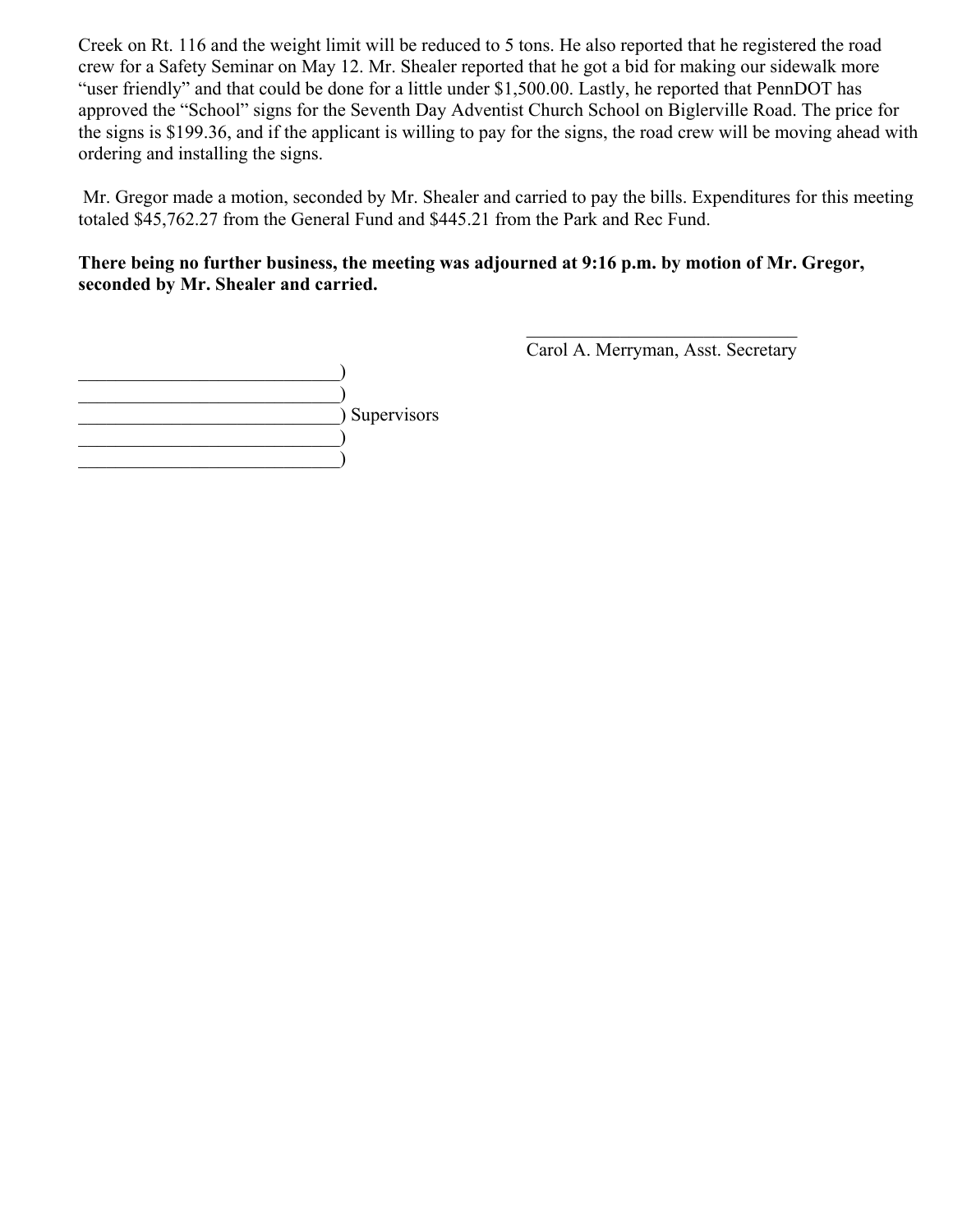Creek on Rt. 116 and the weight limit will be reduced to 5 tons. He also reported that he registered the road crew for a Safety Seminar on May 12. Mr. Shealer reported that he got a bid for making our sidewalk more "user friendly" and that could be done for a little under $1,500.00. Lastly, he reported that PennDOT has approved the "School" signs for the Seventh Day Adventist Church School on Biglerville Road. The price for the signs is $199.36, and if the applicant is willing to pay for the signs, the road crew will be moving ahead with ordering and installing the signs.

Mr. Gregor made a motion, seconded by Mr. Shealer and carried to pay the bills. Expenditures for this meeting totaled $45,762.27 from the General Fund and $445.21 from the Park and Rec Fund.

**There being no further business, the meeting was adjourned at 9:16 p.m. by motion of Mr. Gregor, seconded by Mr. Shealer and carried.**

______________________________
Carol A. Merryman, Asst. Secretary

______________________________)
______________________________)
______________________________) Supervisors
______________________________)
______________________________)